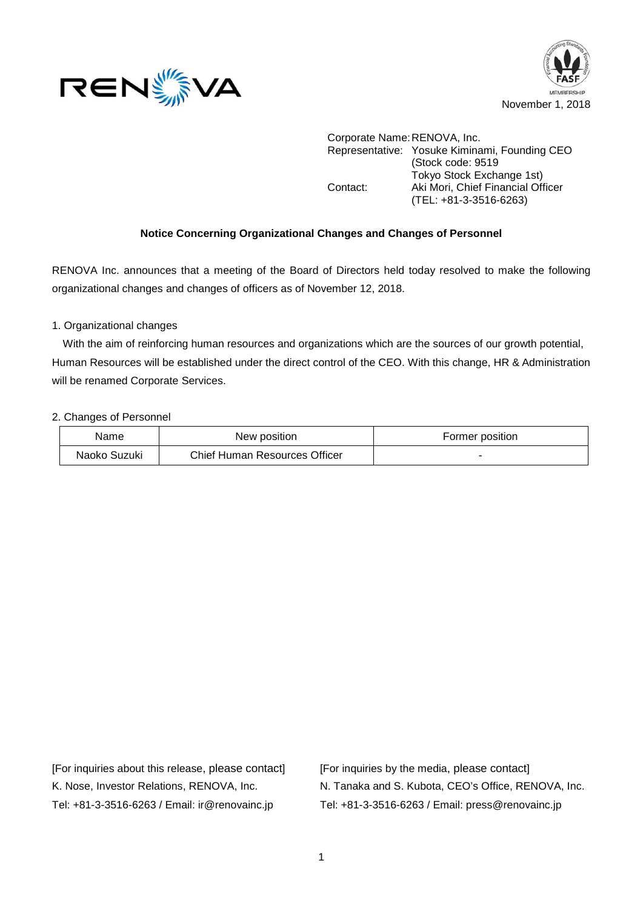November 1, 2018

Corporate Name: RENOVA, Inc.
Representative: Yosuke Kiminami, Founding CEO
(Stock code: 9519
Tokyo Stock Exchange 1st)
Contact: Aki Mori, Chief Financial Officer
(TEL: +81-3-3516-6263)

**Notice Concerning Organizational Changes and Changes of Personnel**

RENOVA Inc. announces that a meeting of the Board of Directors held today resolved to make the following organizational changes and changes of officers as of November 12, 2018.

1. Organizational changes

With the aim of reinforcing human resources and organizations which are the sources of our growth potential, Human Resources will be established under the direct control of the CEO. With this change, HR & Administration will be renamed Corporate Services.

2. Changes of Personnel

| Name | New position | Former position |
| --- | --- | --- |
| Naoko Suzuki | Chief Human Resources Officer | - |

[For inquiries about this release, please contact]
K. Nose, Investor Relations, RENOVA, Inc.
Tel: +81-3-3516-6263 / Email: ir@renovainc.jp

[For inquiries by the media, please contact]
N. Tanaka and S. Kubota, CEO's Office, RENOVA, Inc.
Tel: +81-3-3516-6263 / Email: press@renovainc.jp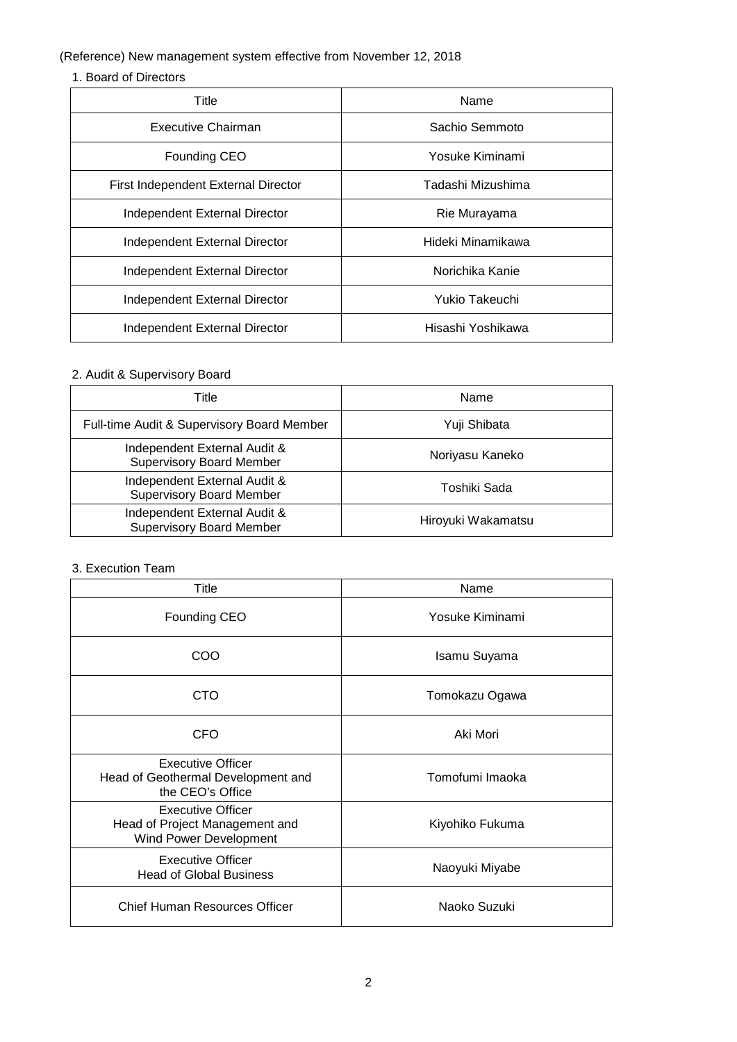(Reference) New management system effective from November 12, 2018

1. Board of Directors

| Title | Name |
| --- | --- |
| Executive Chairman | Sachio Semmoto |
| Founding CEO | Yosuke Kiminami |
| First Independent External Director | Tadashi Mizushima |
| Independent External Director | Rie Murayama |
| Independent External Director | Hideki Minamikawa |
| Independent External Director | Norichika Kanie |
| Independent External Director | Yukio Takeuchi |
| Independent External Director | Hisashi Yoshikawa |

2. Audit & Supervisory Board

| Title | Name |
| --- | --- |
| Full-time Audit & Supervisory Board Member | Yuji Shibata |
| Independent External Audit & Supervisory Board Member | Noriyasu Kaneko |
| Independent External Audit & Supervisory Board Member | Toshiki Sada |
| Independent External Audit & Supervisory Board Member | Hiroyuki Wakamatsu |

3. Execution Team

| Title | Name |
| --- | --- |
| Founding CEO | Yosuke Kiminami |
| COO | Isamu Suyama |
| CTO | Tomokazu Ogawa |
| CFO | Aki Mori |
| Executive Officer Head of Geothermal Development and the CEO's Office | Tomofumi Imaoka |
| Executive Officer Head of Project Management and Wind Power Development | Kiyohiko Fukuma |
| Executive Officer Head of Global Business | Naoyuki Miyabe |
| Chief Human Resources Officer | Naoko Suzuki |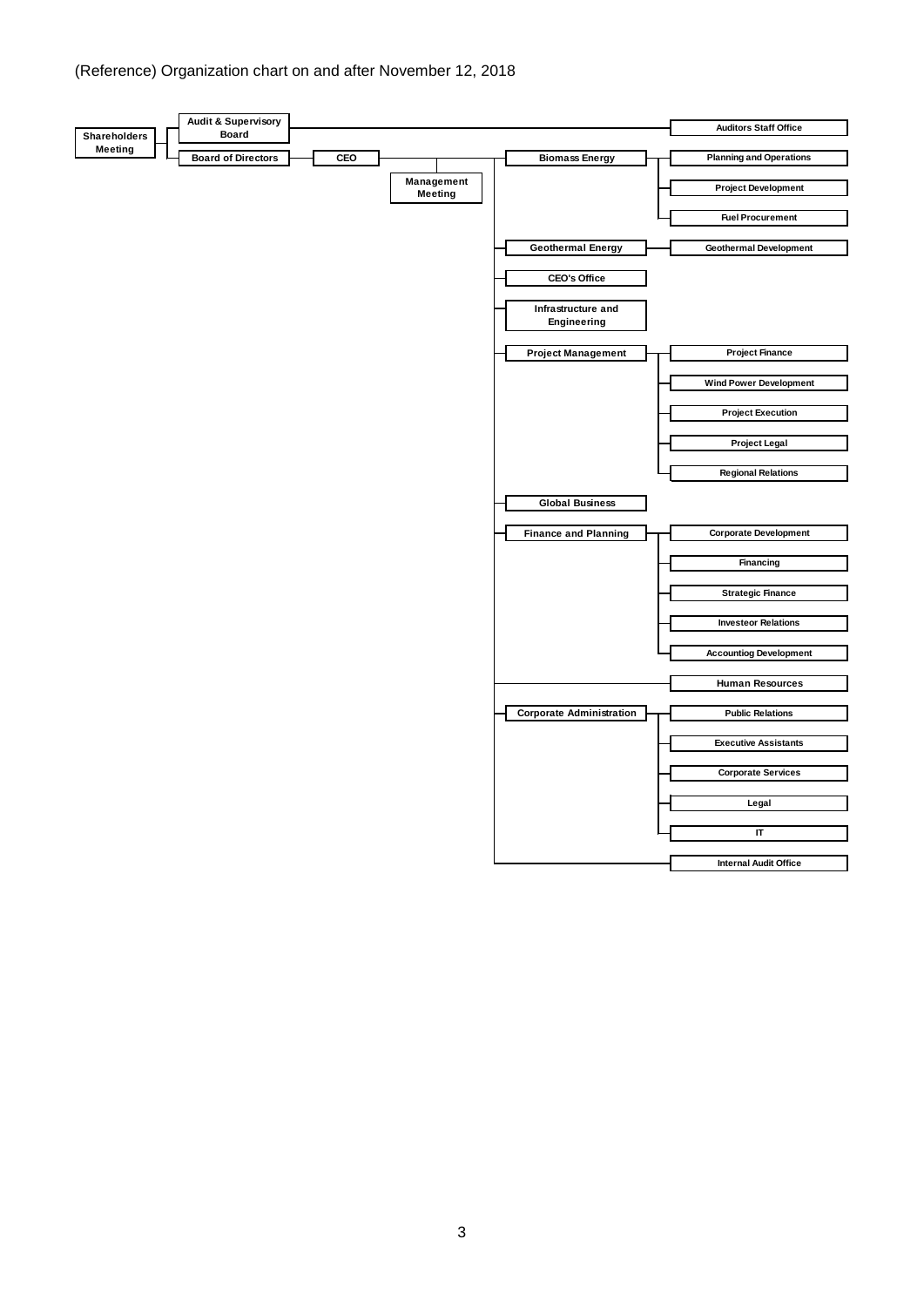(Reference) Organization chart on and after November 12, 2018

Shareholders Meeting

Audit & Supervisory Board

Board of Directors

CEO

Management Meeting

Auditors Staff Office

Biomass Energy

Planning and Operations

Project Development

Fuel Procurement

Geothermal Energy

Geothermal Development

CEO's Office

Infrastructure and Engineering

Project Management

Project Finance

Wind Power Development

Project Execution

Project Legal

Regional Relations

Global Business

Finance and Planning

Corporate Development

Financing

Strategic Finance

Investeor Relations

Accountiog Development

Human Resources

Corporate Administration

Public Relations

Executive Assistants

Corporate Services

Legal

IT

Internal Audit Office